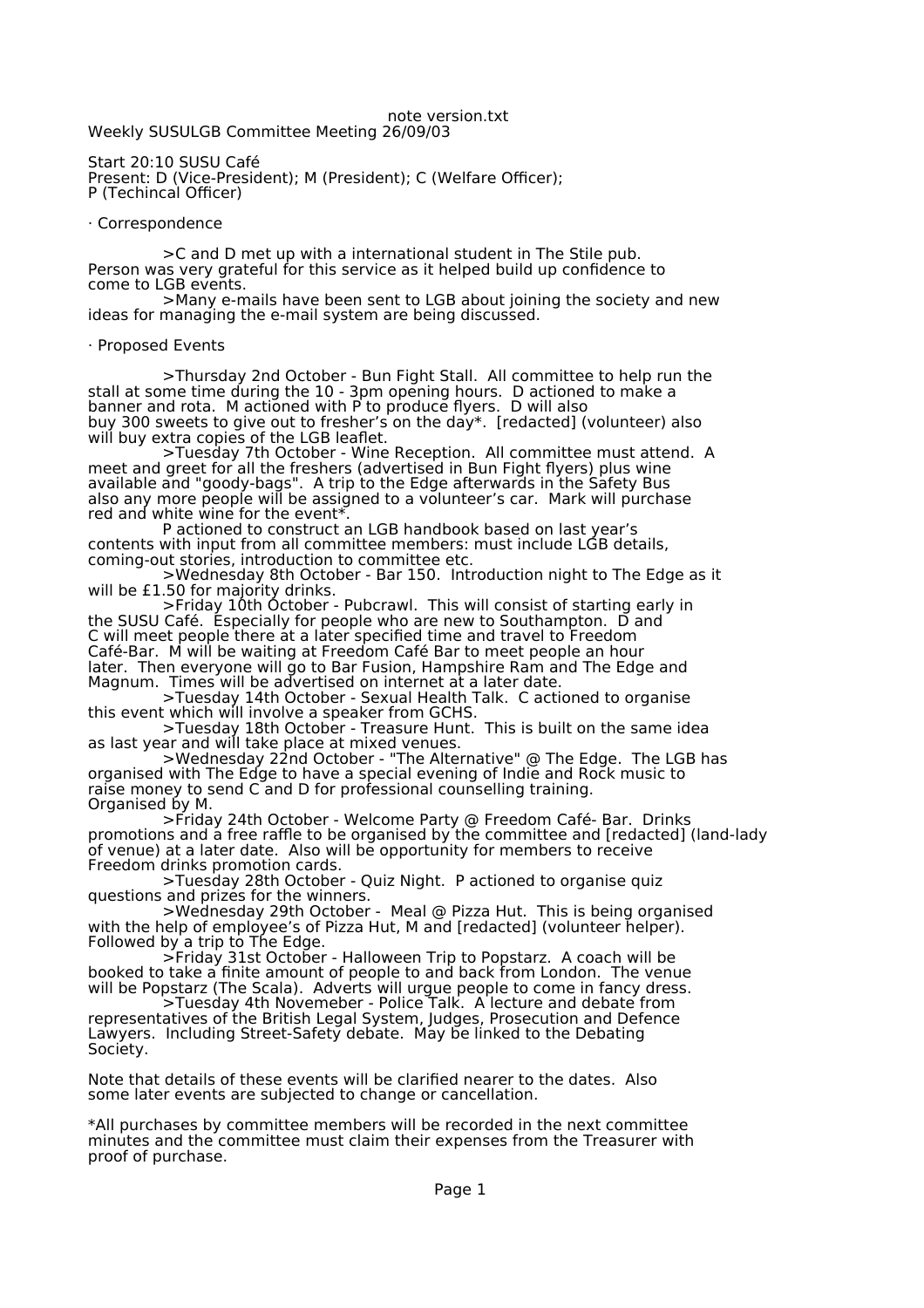note version.txt

Weekly SUSULGB Committee Meeting 26/09/03

Start 20:10 SUSU Café
Present: D (Vice-President); M (President); C (Welfare Officer); P (Techincal Officer)

· Correspondence

>C and D met up with a international student in The Stile pub. Person was very grateful for this service as it helped build up confidence to come to LGB events.

>Many e-mails have been sent to LGB about joining the society and new ideas for managing the e-mail system are being discussed.

· Proposed Events

>Thursday 2nd October - Bun Fight Stall. All committee to help run the stall at some time during the 10 - 3pm opening hours. D actioned to make a banner and rota. M actioned with P to produce flyers. D will also buy 300 sweets to give out to fresher's on the day*. [redacted] (volunteer) also will buy extra copies of the LGB leaflet.

>Tuesday 7th October - Wine Reception. All committee must attend. A meet and greet for all the freshers (advertised in Bun Fight flyers) plus wine available and "goody-bags". A trip to the Edge afterwards in the Safety Bus also any more people will be assigned to a volunteer's car. Mark will purchase red and white wine for the event*.

P actioned to construct an LGB handbook based on last year's contents with input from all committee members: must include LGB details, coming-out stories, introduction to committee etc.

>Wednesday 8th October - Bar 150. Introduction night to The Edge as it will be £1.50 for majority drinks.

>Friday 10th October - Pubcrawl. This will consist of starting early in the SUSU Café. Especially for people who are new to Southampton. D and C will meet people there at a later specified time and travel to Freedom Café-Bar. M will be waiting at Freedom Café Bar to meet people an hour later. Then everyone will go to Bar Fusion, Hampshire Ram and The Edge and Magnum. Times will be advertised on internet at a later date.

>Tuesday 14th October - Sexual Health Talk. C actioned to organise this event which will involve a speaker from GCHS.

>Tuesday 18th October - Treasure Hunt. This is built on the same idea as last year and will take place at mixed venues.

>Wednesday 22nd October - "The Alternative" @ The Edge. The LGB has organised with The Edge to have a special evening of Indie and Rock music to raise money to send C and D for professional counselling training. Organised by M.

>Friday 24th October - Welcome Party @ Freedom Café- Bar. Drinks promotions and a free raffle to be organised by the committee and [redacted] (land-lady of venue) at a later date. Also will be opportunity for members to receive Freedom drinks promotion cards.

>Tuesday 28th October - Quiz Night. P actioned to organise quiz questions and prizes for the winners.

>Wednesday 29th October - Meal @ Pizza Hut. This is being organised with the help of employee's of Pizza Hut, M and [redacted] (volunteer helper). Followed by a trip to The Edge.

>Friday 31st October - Halloween Trip to Popstarz. A coach will be booked to take a finite amount of people to and back from London. The venue will be Popstarz (The Scala). Adverts will urgue people to come in fancy dress.

>Tuesday 4th Novemeber - Police Talk. A lecture and debate from representatives of the British Legal System, Judges, Prosecution and Defence Lawyers. Including Street-Safety debate. May be linked to the Debating Society.

Note that details of these events will be clarified nearer to the dates. Also some later events are subjected to change or cancellation.

*All purchases by committee members will be recorded in the next committee minutes and the committee must claim their expenses from the Treasurer with proof of purchase.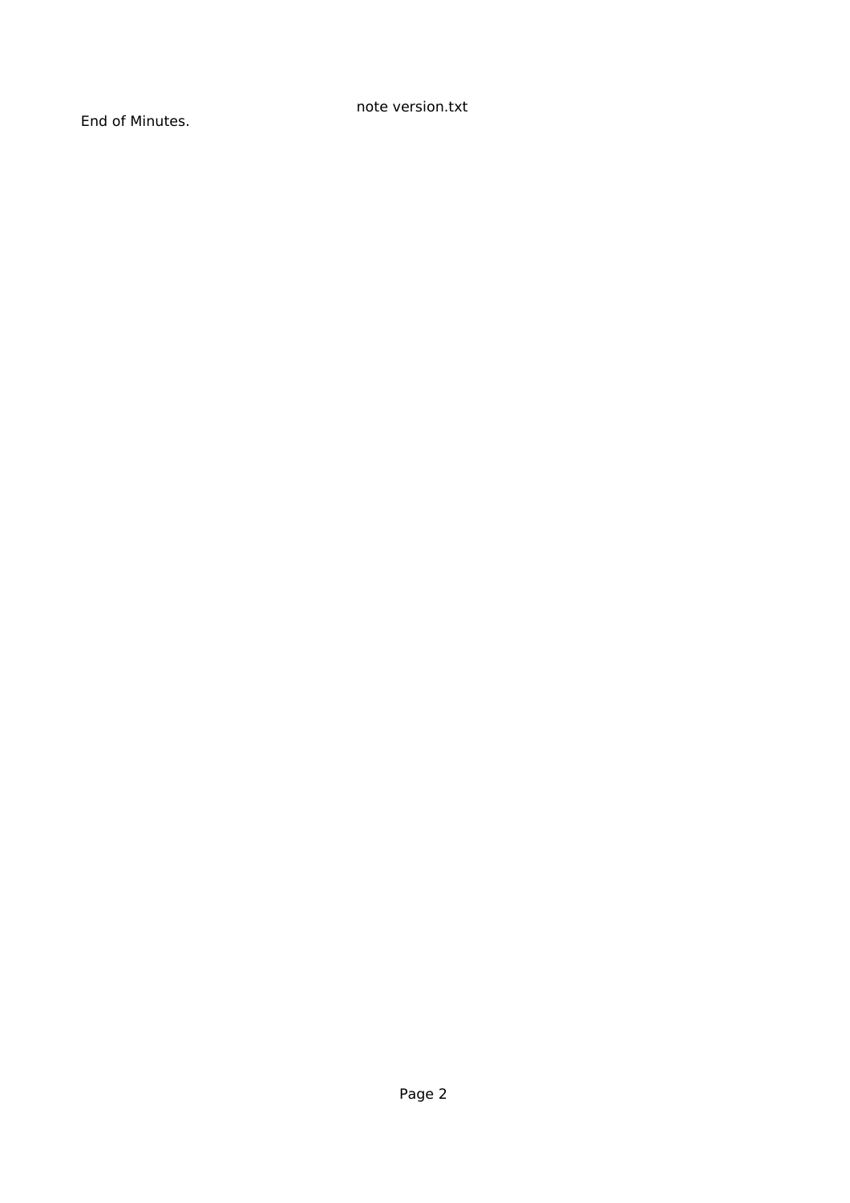End of Minutes.